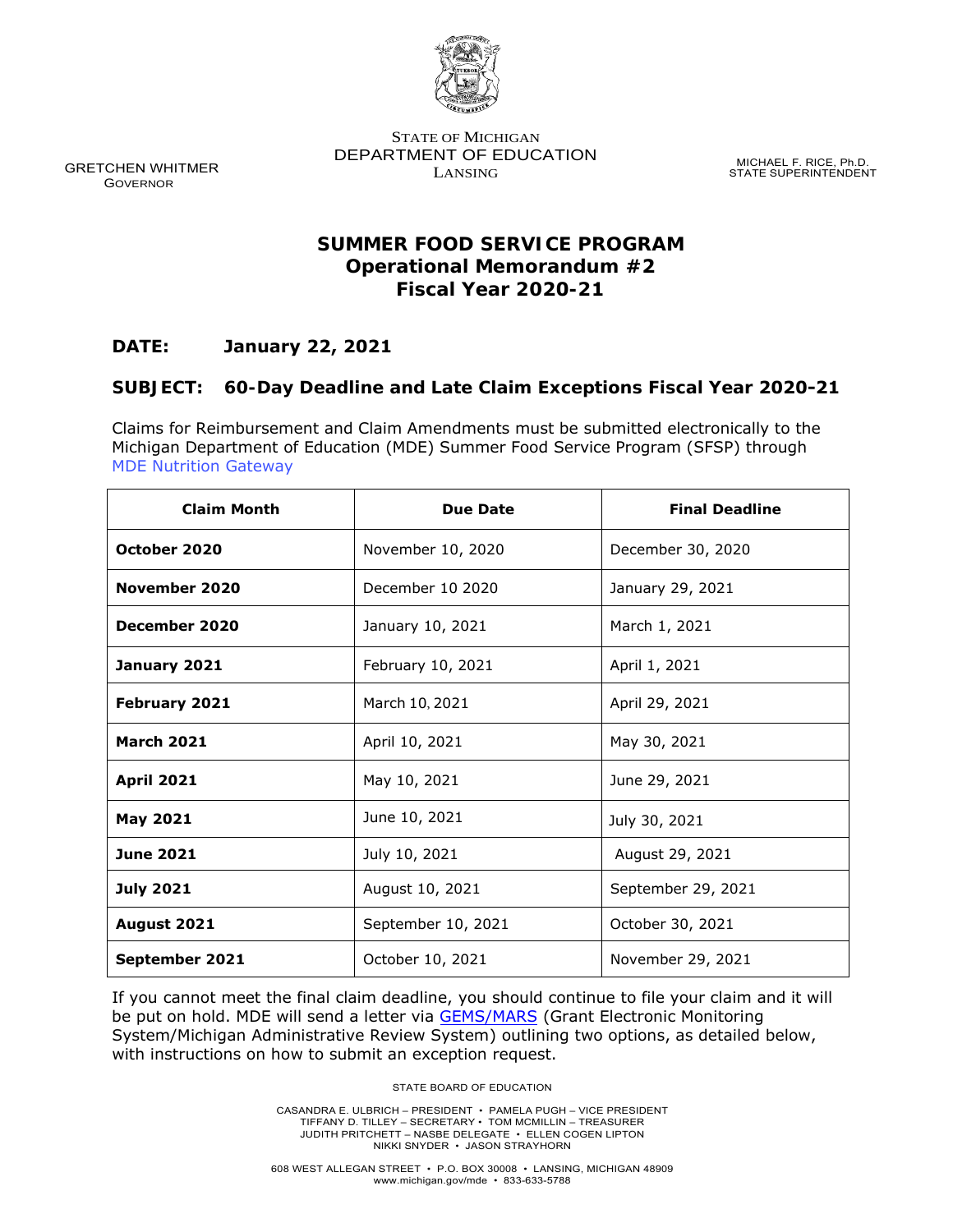STATE OF MICHIGAN
DEPARTMENT OF EDUCATION
LANSING

GRETCHEN WHITMER
GOVERNOR

MICHAEL F. RICE, Ph.D.
STATE SUPERINTENDENT

# SUMMER FOOD SERVICE PROGRAM
## Operational Memorandum #2
## Fiscal Year 2020-21

**DATE:** **January 22, 2021**

**SUBJECT:** **60-Day Deadline and Late Claim Exceptions Fiscal Year 2020-21**

Claims for Reimbursement and Claim Amendments must be submitted electronically to the Michigan Department of Education (MDE) Summer Food Service Program (SFSP) through MDE Nutrition Gateway

| Claim Month | Due Date | Final Deadline |
|---|---|---|
| **October 2020** | November 10, 2020 | December 30, 2020 |
| **November 2020** | December 10 2020 | January 29, 2021 |
| **December 2020** | January 10, 2021 | March 1, 2021 |
| **January 2021** | February 10, 2021 | April 1, 2021 |
| **February 2021** | March 10, 2021 | April 29, 2021 |
| **March 2021** | April 10, 2021 | May 30, 2021 |
| **April 2021** | May 10, 2021 | June 29, 2021 |
| **May 2021** | June 10, 2021 | July 30, 2021 |
| **June 2021** | July 10, 2021 | August 29, 2021 |
| **July 2021** | August 10, 2021 | September 29, 2021 |
| **August 2021** | September 10, 2021 | October 30, 2021 |
| **September 2021** | October 10, 2021 | November 29, 2021 |

If you cannot meet the final claim deadline, you should continue to file your claim and it will be put on hold. MDE will send a letter via GEMS/MARS (Grant Electronic Monitoring System/Michigan Administrative Review System) outlining two options, as detailed below, with instructions on how to submit an exception request.

STATE BOARD OF EDUCATION

CASANDRA E. ULBRICH – PRESIDENT • PAMELA PUGH – VICE PRESIDENT
TIFFANY D. TILLEY – SECRETARY • TOM MCMILLIN – TREASURER
JUDITH PRITCHETT – NASBE DELEGATE • ELLEN COGEN LIPTON
NIKKI SNYDER • JASON STRAYHORN

608 WEST ALLEGAN STREET • P.O. BOX 30008 • LANSING, MICHIGAN 48909
www.michigan.gov/mde • 833-633-5788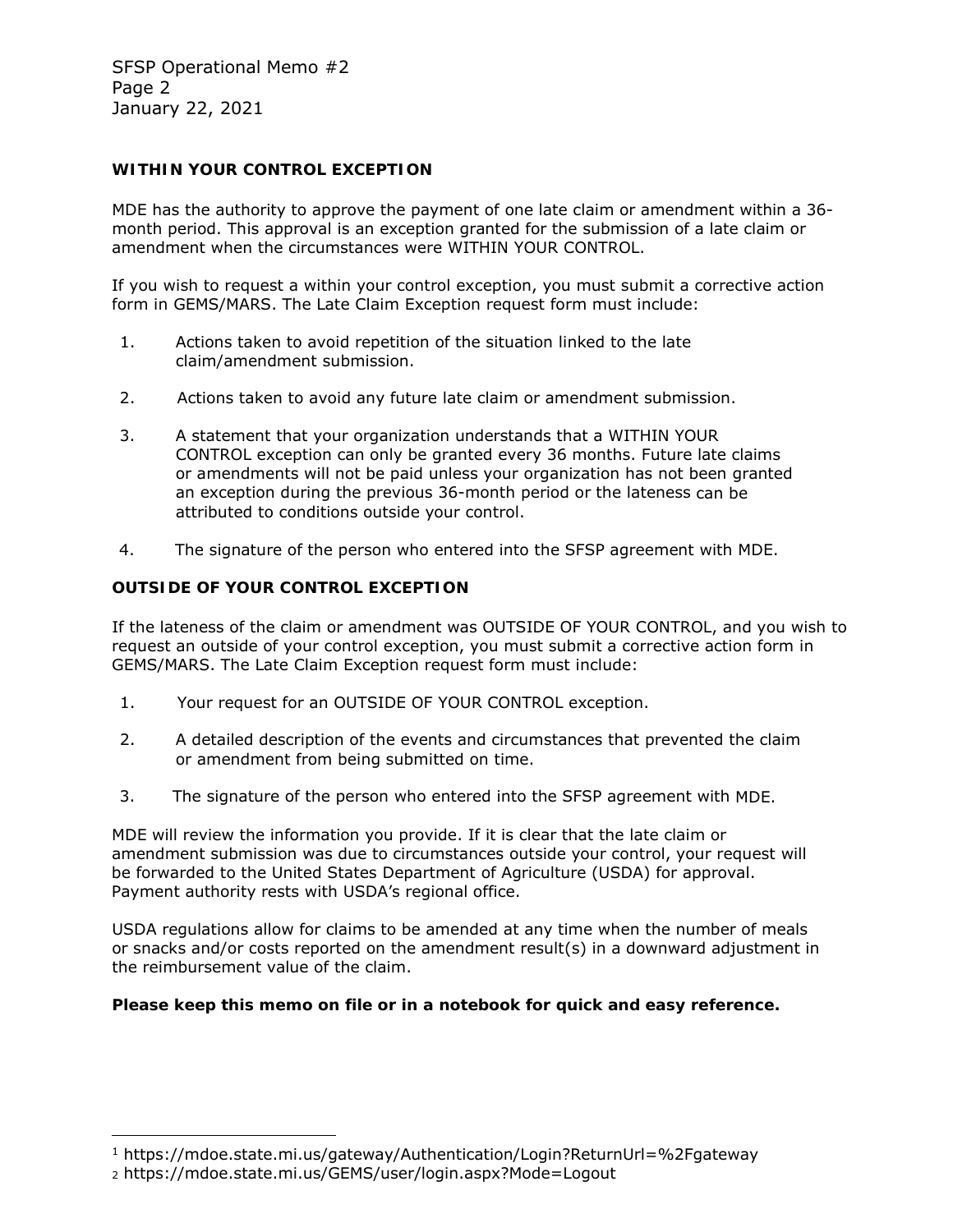## WITHIN YOUR CONTROL EXCEPTION

MDE has the authority to approve the payment of one late claim or amendment within a 36-month period. This approval is an exception granted for the submission of a late claim or amendment when the circumstances were WITHIN YOUR CONTROL.

If you wish to request a within your control exception, you must submit a corrective action form in GEMS/MARS. The Late Claim Exception request form must include:

1. Actions taken to avoid repetition of the situation linked to the late claim/amendment submission.
2. Actions taken to avoid any future late claim or amendment submission.
3. A statement that your organization understands that a WITHIN YOUR CONTROL exception can only be granted every 36 months. Future late claims or amendments will not be paid unless your organization has not been granted an exception during the previous 36-month period or the lateness can be attributed to conditions outside your control.
4. The signature of the person who entered into the SFSP agreement with MDE.

## OUTSIDE OF YOUR CONTROL EXCEPTION

If the lateness of the claim or amendment was OUTSIDE OF YOUR CONTROL, and you wish to request an outside of your control exception, you must submit a corrective action form in GEMS/MARS. The Late Claim Exception request form must include:

1. Your request for an OUTSIDE OF YOUR CONTROL exception.
2. A detailed description of the events and circumstances that prevented the claim or amendment from being submitted on time.
3. The signature of the person who entered into the SFSP agreement with MDE.

MDE will review the information you provide. If it is clear that the late claim or amendment submission was due to circumstances outside your control, your request will be forwarded to the United States Department of Agriculture (USDA) for approval. Payment authority rests with USDA's regional office.

USDA regulations allow for claims to be amended at any time when the number of meals or snacks and/or costs reported on the amendment result(s) in a downward adjustment in the reimbursement value of the claim.

**Please keep this memo on file or in a notebook for quick and easy reference.**

---

[1] https://mdoe.state.mi.us/gateway/Authentication/Login?ReturnUrl=%2Fgateway

[2] https://mdoe.state.mi.us/GEMS/user/login.aspx?Mode=Logout